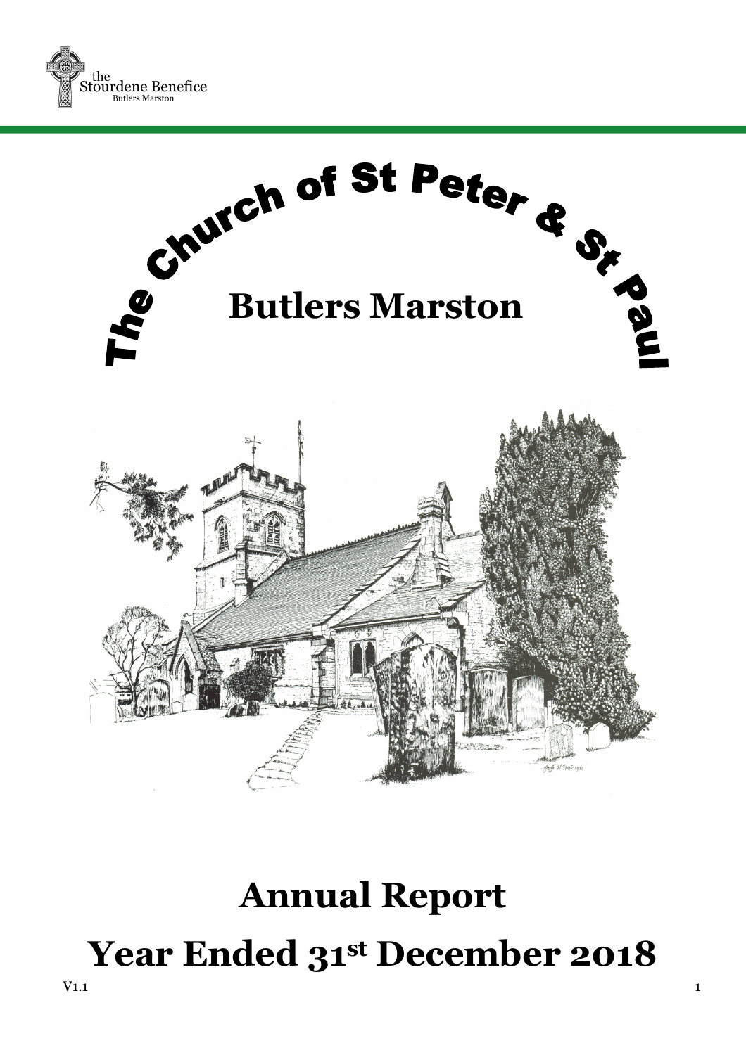the Stourdene Benefice
Butlers Marston

# The Church of St Peter & St Paul

## Butlers Marston

# Annual Report

# Year Ended 31st December 2018

V1.1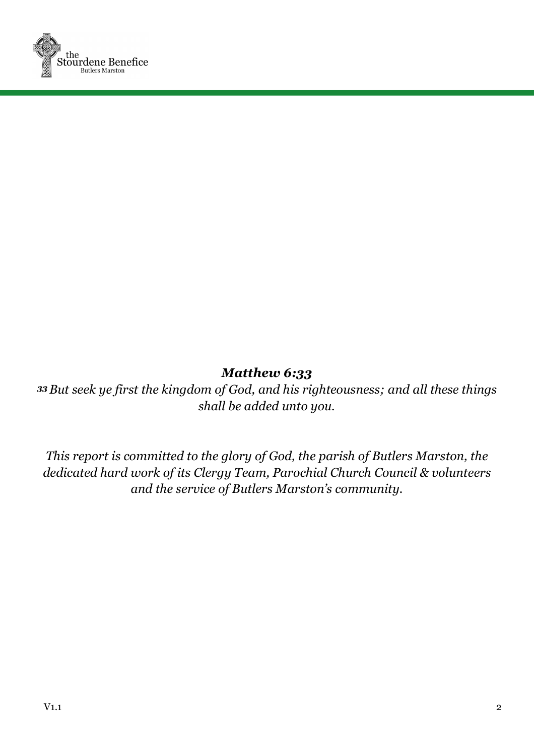***Matthew 6:33***

*[33] But seek ye first the kingdom of God, and his righteousness; and all these things shall be added unto you.*

*This report is committed to the glory of God, the parish of Butlers Marston, the dedicated hard work of its Clergy Team, Parochial Church Council & volunteers and the service of Butlers Marston's community.*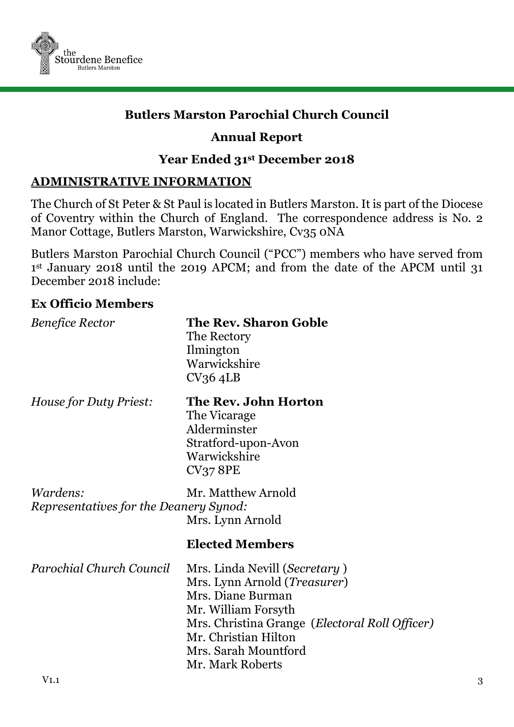the Stourdene Benefice
Butlers Marston

## Butlers Marston Parochial Church Council

## Annual Report

## Year Ended 31st December 2018

### ADMINISTRATIVE INFORMATION

The Church of St Peter & St Paul is located in Butlers Marston. It is part of the Diocese of Coventry within the Church of England. The correspondence address is No. 2 Manor Cottage, Butlers Marston, Warwickshire, Cv35 0NA

Butlers Marston Parochial Church Council ("PCC") members who have served from 1st January 2018 until the 2019 APCM; and from the date of the APCM until 31 December 2018 include:

### Ex Officio Members

*Benefice Rector* **The Rev. Sharon Goble**
The Rectory
Ilmington
Warwickshire
CV36 4LB

*House for Duty Priest:* **The Rev. John Horton**
The Vicarage
Alderminster
Stratford-upon-Avon
Warwickshire
CV37 8PE

*Wardens:* Mr. Matthew Arnold

*Representatives for the Deanery Synod:*
Mrs. Lynn Arnold

### Elected Members

*Parochial Church Council*
Mrs. Linda Nevill (*Secretary* )
Mrs. Lynn Arnold (*Treasurer*)
Mrs. Diane Burman
Mr. William Forsyth
Mrs. Christina Grange (*Electoral Roll Officer)*
Mr. Christian Hilton
Mrs. Sarah Mountford
Mr. Mark Roberts

V1.1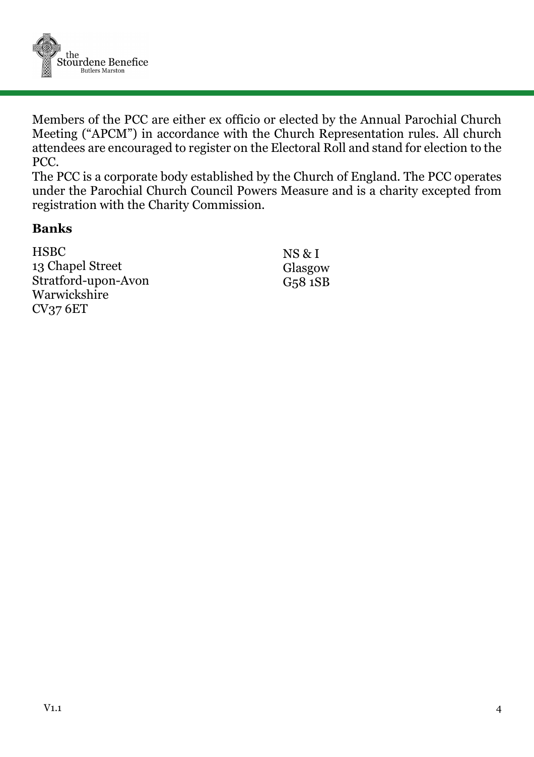Members of the PCC are either ex officio or elected by the Annual Parochial Church Meeting ("APCM") in accordance with the Church Representation rules. All church attendees are encouraged to register on the Electoral Roll and stand for election to the PCC.

The PCC is a corporate body established by the Church of England. The PCC operates under the Parochial Church Council Powers Measure and is a charity excepted from registration with the Charity Commission.

## Banks

HSBC
13 Chapel Street
Stratford-upon-Avon
Warwickshire
CV37 6ET

NS & I
Glasgow
G58 1SB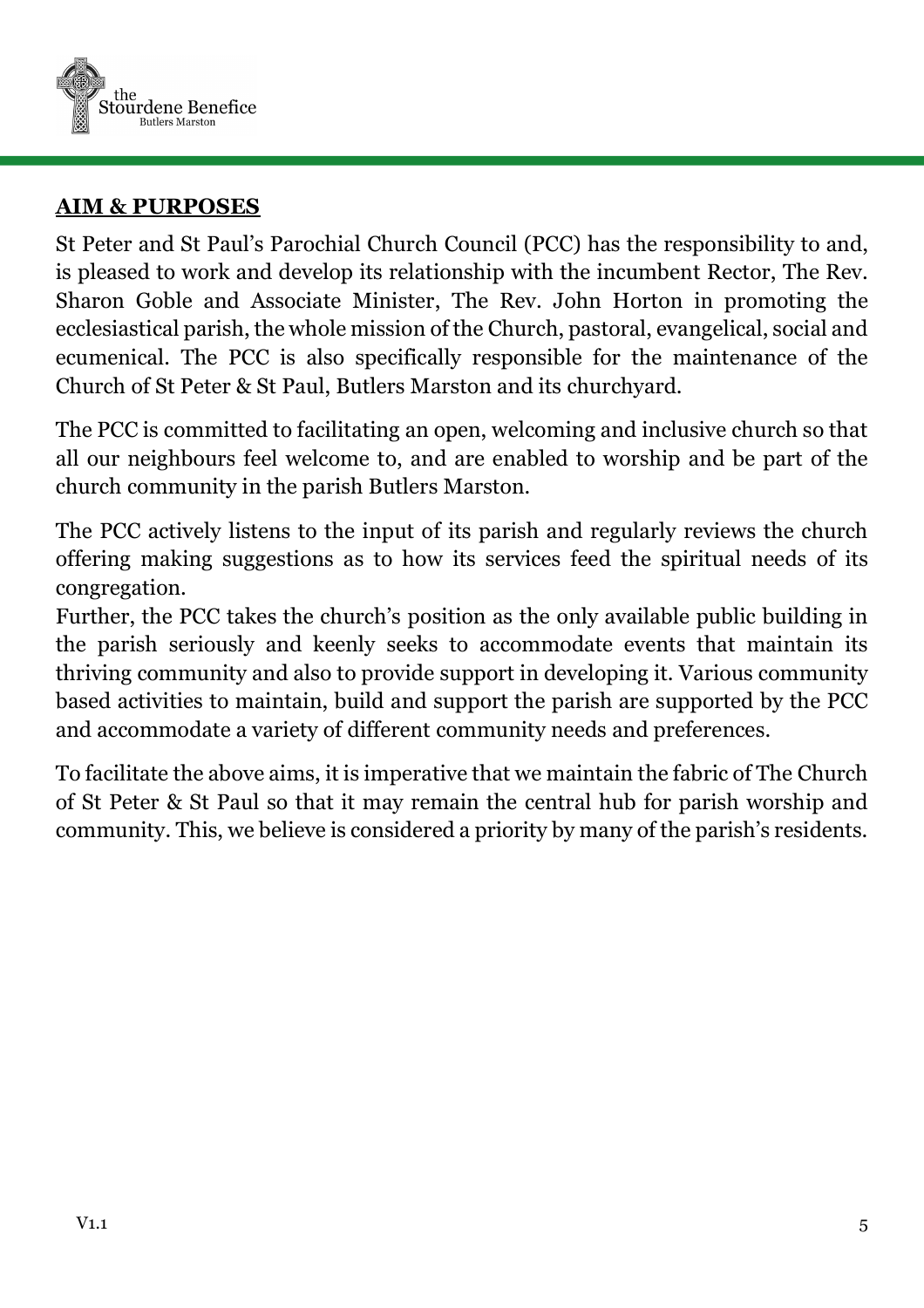## **AIM & PURPOSES**

St Peter and St Paul's Parochial Church Council (PCC) has the responsibility to and, is pleased to work and develop its relationship with the incumbent Rector, The Rev. Sharon Goble and Associate Minister, The Rev. John Horton in promoting the ecclesiastical parish, the whole mission of the Church, pastoral, evangelical, social and ecumenical. The PCC is also specifically responsible for the maintenance of the Church of St Peter & St Paul, Butlers Marston and its churchyard.

The PCC is committed to facilitating an open, welcoming and inclusive church so that all our neighbours feel welcome to, and are enabled to worship and be part of the church community in the parish Butlers Marston.

The PCC actively listens to the input of its parish and regularly reviews the church offering making suggestions as to how its services feed the spiritual needs of its congregation.
Further, the PCC takes the church's position as the only available public building in the parish seriously and keenly seeks to accommodate events that maintain its thriving community and also to provide support in developing it. Various community based activities to maintain, build and support the parish are supported by the PCC and accommodate a variety of different community needs and preferences.

To facilitate the above aims, it is imperative that we maintain the fabric of The Church of St Peter & St Paul so that it may remain the central hub for parish worship and community. This, we believe is considered a priority by many of the parish's residents.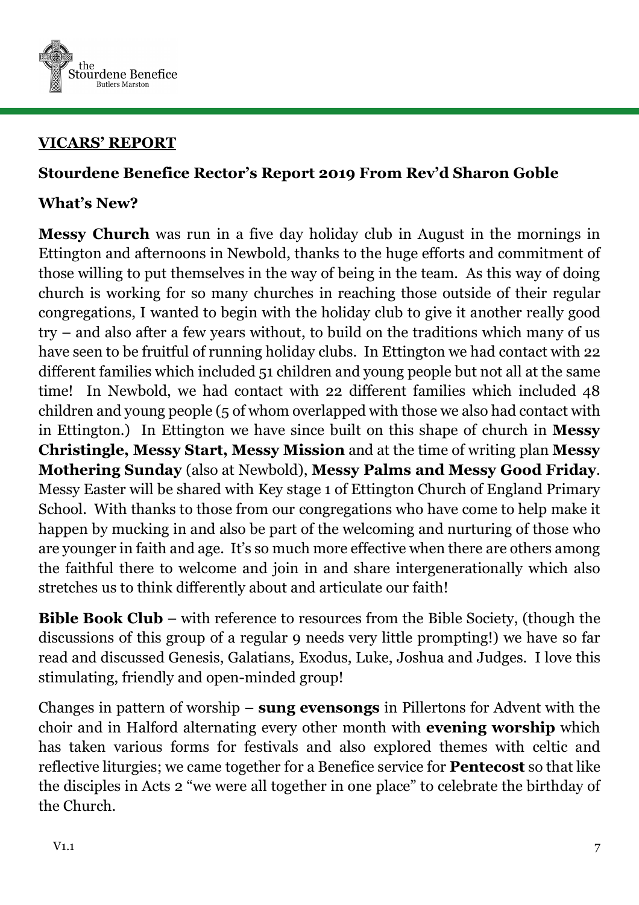## VICARS' REPORT

### Stourdene Benefice Rector's Report 2019 From Rev'd Sharon Goble

### What's New?

**Messy Church** was run in a five day holiday club in August in the mornings in Ettington and afternoons in Newbold, thanks to the huge efforts and commitment of those willing to put themselves in the way of being in the team. As this way of doing church is working for so many churches in reaching those outside of their regular congregations, I wanted to begin with the holiday club to give it another really good try – and also after a few years without, to build on the traditions which many of us have seen to be fruitful of running holiday clubs. In Ettington we had contact with 22 different families which included 51 children and young people but not all at the same time! In Newbold, we had contact with 22 different families which included 48 children and young people (5 of whom overlapped with those we also had contact with in Ettington.) In Ettington we have since built on this shape of church in **Messy Christingle, Messy Start, Messy Mission** and at the time of writing plan **Messy Mothering Sunday** (also at Newbold), **Messy Palms and Messy Good Friday**. Messy Easter will be shared with Key stage 1 of Ettington Church of England Primary School. With thanks to those from our congregations who have come to help make it happen by mucking in and also be part of the welcoming and nurturing of those who are younger in faith and age. It's so much more effective when there are others among the faithful there to welcome and join in and share intergenerationally which also stretches us to think differently about and articulate our faith!

**Bible Book Club** – with reference to resources from the Bible Society, (though the discussions of this group of a regular 9 needs very little prompting!) we have so far read and discussed Genesis, Galatians, Exodus, Luke, Joshua and Judges. I love this stimulating, friendly and open-minded group!

Changes in pattern of worship – **sung evensongs** in Pillertons for Advent with the choir and in Halford alternating every other month with **evening worship** which has taken various forms for festivals and also explored themes with celtic and reflective liturgies; we came together for a Benefice service for **Pentecost** so that like the disciples in Acts 2 "we were all together in one place" to celebrate the birthday of the Church.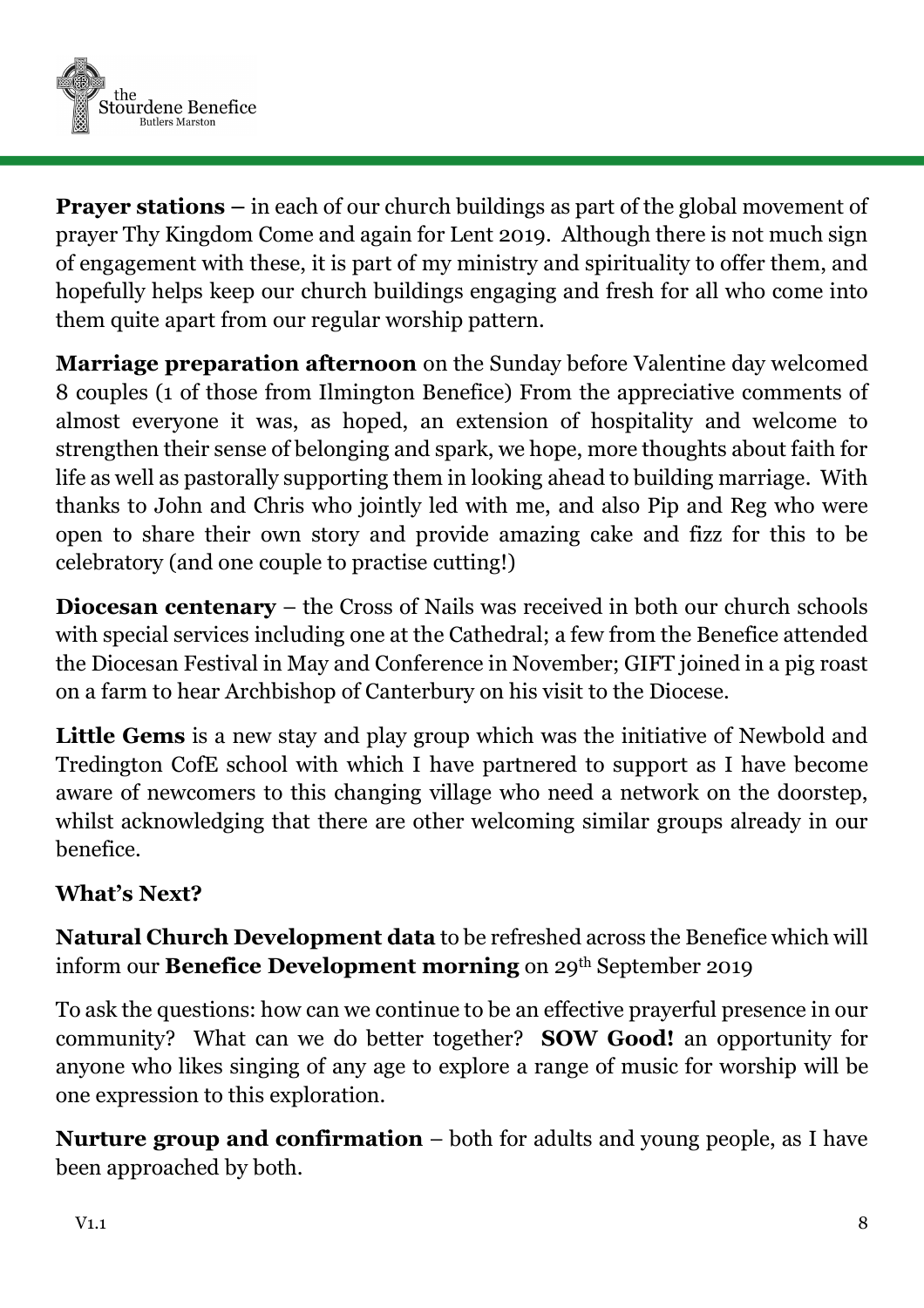**Prayer stations** – in each of our church buildings as part of the global movement of prayer Thy Kingdom Come and again for Lent 2019. Although there is not much sign of engagement with these, it is part of my ministry and spirituality to offer them, and hopefully helps keep our church buildings engaging and fresh for all who come into them quite apart from our regular worship pattern.

**Marriage preparation afternoon** on the Sunday before Valentine day welcomed 8 couples (1 of those from Ilmington Benefice) From the appreciative comments of almost everyone it was, as hoped, an extension of hospitality and welcome to strengthen their sense of belonging and spark, we hope, more thoughts about faith for life as well as pastorally supporting them in looking ahead to building marriage. With thanks to John and Chris who jointly led with me, and also Pip and Reg who were open to share their own story and provide amazing cake and fizz for this to be celebratory (and one couple to practise cutting!)

**Diocesan centenary** – the Cross of Nails was received in both our church schools with special services including one at the Cathedral; a few from the Benefice attended the Diocesan Festival in May and Conference in November; GIFT joined in a pig roast on a farm to hear Archbishop of Canterbury on his visit to the Diocese.

**Little Gems** is a new stay and play group which was the initiative of Newbold and Tredington CofE school with which I have partnered to support as I have become aware of newcomers to this changing village who need a network on the doorstep, whilst acknowledging that there are other welcoming similar groups already in our benefice.

**What's Next?**

**Natural Church Development data** to be refreshed across the Benefice which will inform our **Benefice Development morning** on 29th September 2019

To ask the questions: how can we continue to be an effective prayerful presence in our community? What can we do better together? **SOW Good!** an opportunity for anyone who likes singing of any age to explore a range of music for worship will be one expression to this exploration.

**Nurture group and confirmation** – both for adults and young people, as I have been approached by both.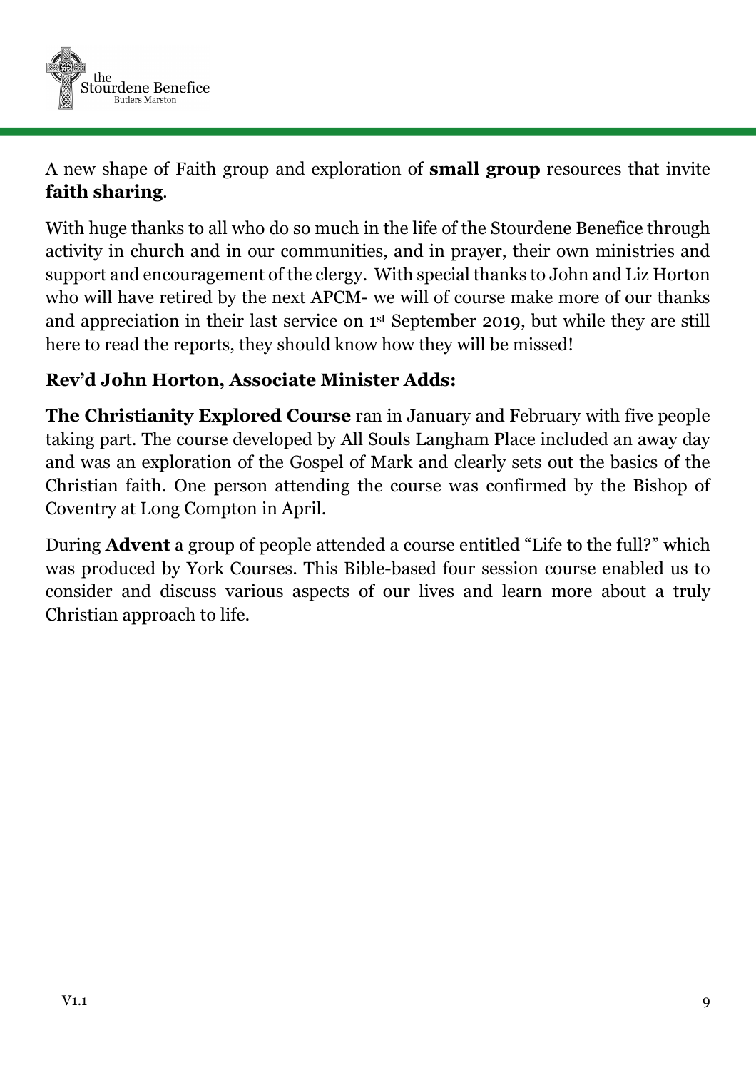A new shape of Faith group and exploration of **small group** resources that invite **faith sharing**.

With huge thanks to all who do so much in the life of the Stourdene Benefice through activity in church and in our communities, and in prayer, their own ministries and support and encouragement of the clergy. With special thanks to John and Liz Horton who will have retired by the next APCM- we will of course make more of our thanks and appreciation in their last service on 1st September 2019, but while they are still here to read the reports, they should know how they will be missed!

**Rev'd John Horton, Associate Minister Adds:**

**The Christianity Explored Course** ran in January and February with five people taking part. The course developed by All Souls Langham Place included an away day and was an exploration of the Gospel of Mark and clearly sets out the basics of the Christian faith. One person attending the course was confirmed by the Bishop of Coventry at Long Compton in April.

During **Advent** a group of people attended a course entitled "Life to the full?" which was produced by York Courses. This Bible-based four session course enabled us to consider and discuss various aspects of our lives and learn more about a truly Christian approach to life.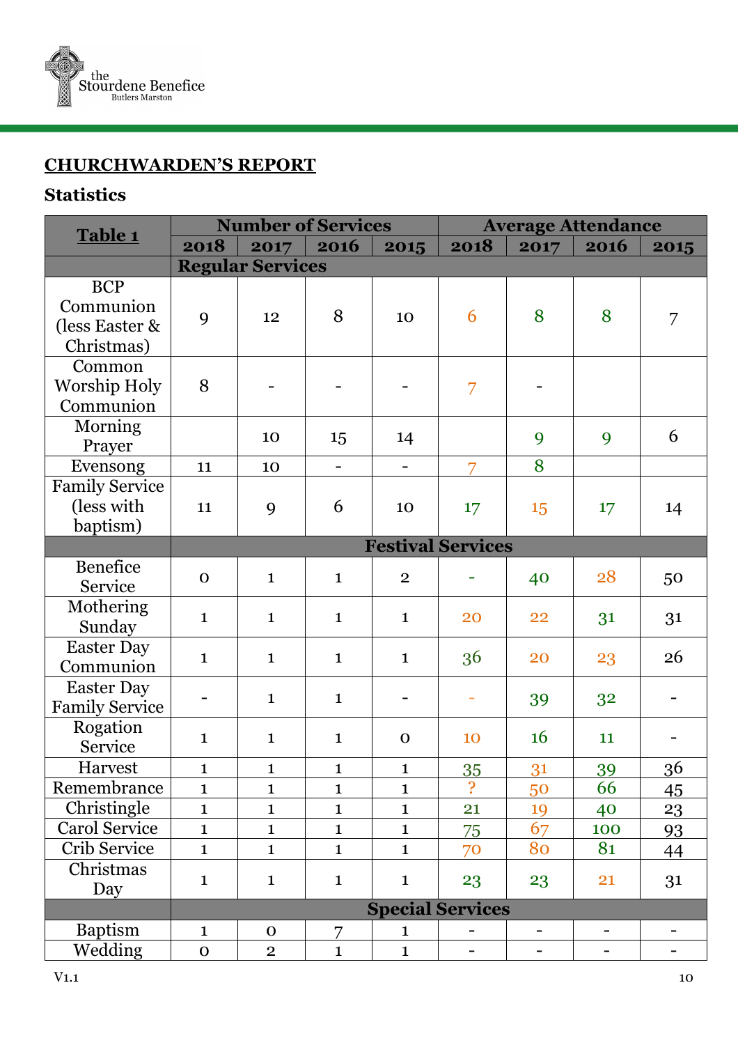## CHURCHWARDEN'S REPORT

### Statistics

| Table 1 | Number of Services | | | | Average Attendance | | | |
|---|---|---|---|---|---|---|---|---|
| | 2018 | 2017 | 2016 | 2015 | 2018 | 2017 | 2016 | 2015 |
| **Regular Services** | | | | | | | | |
| BCP Communion (less Easter & Christmas) | 9 | 12 | 8 | 10 | 6 | 8 | 8 | 7 |
| Common Worship Holy Communion | 8 | - | - | - | 7 | - | | |
| Morning Prayer | | 10 | 15 | 14 | | 9 | 9 | 6 |
| Evensong | 11 | 10 | - | - | 7 | 8 | | |
| Family Service (less with baptism) | 11 | 9 | 6 | 10 | 17 | 15 | 17 | 14 |
| **Festival Services** | | | | | | | | |
| Benefice Service | 0 | 1 | 1 | 2 | - | 40 | 28 | 50 |
| Mothering Sunday | 1 | 1 | 1 | 1 | 20 | 22 | 31 | 31 |
| Easter Day Communion | 1 | 1 | 1 | 1 | 36 | 20 | 23 | 26 |
| Easter Day Family Service | - | 1 | 1 | - | - | 39 | 32 | - |
| Rogation Service | 1 | 1 | 1 | 0 | 10 | 16 | 11 | - |
| Harvest | 1 | 1 | 1 | 1 | 35 | 31 | 39 | 36 |
| Remembrance | 1 | 1 | 1 | 1 | ? | 50 | 66 | 45 |
| Christingle | 1 | 1 | 1 | 1 | 21 | 19 | 40 | 23 |
| Carol Service | 1 | 1 | 1 | 1 | 75 | 67 | 100 | 93 |
| Crib Service | 1 | 1 | 1 | 1 | 70 | 80 | 81 | 44 |
| Christmas Day | 1 | 1 | 1 | 1 | 23 | 23 | 21 | 31 |
| **Special Services** | | | | | | | | |
| Baptism | 1 | 0 | 7 | 1 | - | - | - | - |
| Wedding | 0 | 2 | 1 | 1 | - | - | - | - |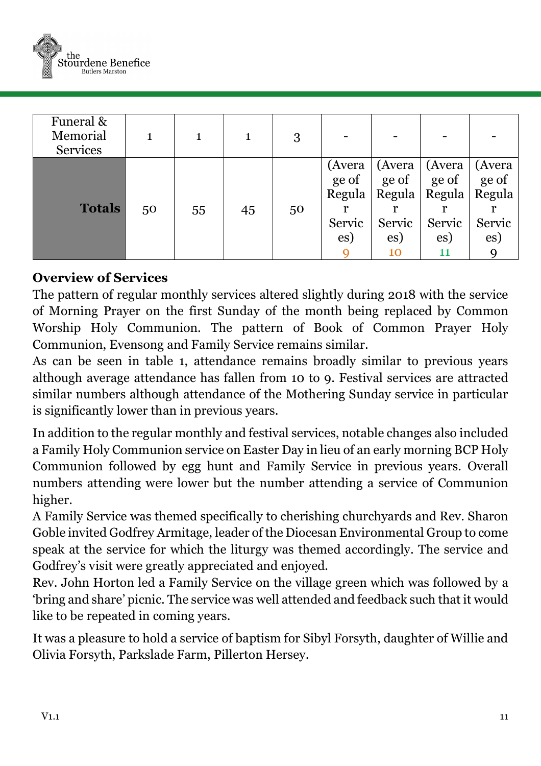| Funeral & Memorial Services | 1 | 1 | 1 | 3 | - | - | - | - |
|---|---|---|---|---|---|---|---|---|
| **Totals** | 50 | 55 | 45 | 50 | (Average of Regular Services) 9 | (Average of Regular Services) 10 | (Average of Regular Services) 11 | (Average of Regular Services) 9 |

**Overview of Services**

The pattern of regular monthly services altered slightly during 2018 with the service of Morning Prayer on the first Sunday of the month being replaced by Common Worship Holy Communion. The pattern of Book of Common Prayer Holy Communion, Evensong and Family Service remains similar.

As can be seen in table 1, attendance remains broadly similar to previous years although average attendance has fallen from 10 to 9. Festival services are attracted similar numbers although attendance of the Mothering Sunday service in particular is significantly lower than in previous years.

In addition to the regular monthly and festival services, notable changes also included a Family Holy Communion service on Easter Day in lieu of an early morning BCP Holy Communion followed by egg hunt and Family Service in previous years. Overall numbers attending were lower but the number attending a service of Communion higher.

A Family Service was themed specifically to cherishing churchyards and Rev. Sharon Goble invited Godfrey Armitage, leader of the Diocesan Environmental Group to come speak at the service for which the liturgy was themed accordingly. The service and Godfrey's visit were greatly appreciated and enjoyed.

Rev. John Horton led a Family Service on the village green which was followed by a 'bring and share' picnic. The service was well attended and feedback such that it would like to be repeated in coming years.

It was a pleasure to hold a service of baptism for Sibyl Forsyth, daughter of Willie and Olivia Forsyth, Parkslade Farm, Pillerton Hersey.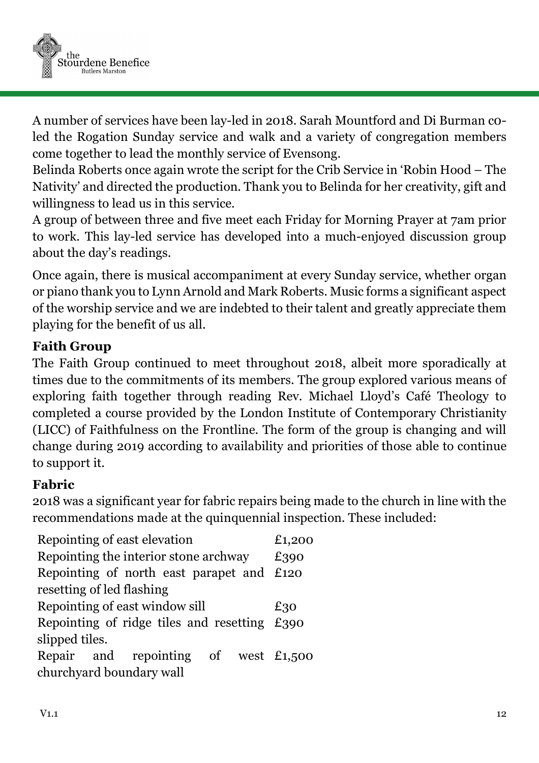A number of services have been lay-led in 2018. Sarah Mountford and Di Burman co-led the Rogation Sunday service and walk and a variety of congregation members come together to lead the monthly service of Evensong.

Belinda Roberts once again wrote the script for the Crib Service in 'Robin Hood – The Nativity' and directed the production. Thank you to Belinda for her creativity, gift and willingness to lead us in this service.

A group of between three and five meet each Friday for Morning Prayer at 7am prior to work. This lay-led service has developed into a much-enjoyed discussion group about the day's readings.

Once again, there is musical accompaniment at every Sunday service, whether organ or piano thank you to Lynn Arnold and Mark Roberts. Music forms a significant aspect of the worship service and we are indebted to their talent and greatly appreciate them playing for the benefit of us all.

## Faith Group

The Faith Group continued to meet throughout 2018, albeit more sporadically at times due to the commitments of its members. The group explored various means of exploring faith together through reading Rev. Michael Lloyd's Café Theology to completed a course provided by the London Institute of Contemporary Christianity (LICC) of Faithfulness on the Frontline. The form of the group is changing and will change during 2019 according to availability and priorities of those able to continue to support it.

## Fabric

2018 was a significant year for fabric repairs being made to the church in line with the recommendations made at the quinquennial inspection. These included:

| | |
|---|---|
| Repointing of east elevation | £1,200 |
| Repointing the interior stone archway | £390 |
| Repointing of north east parapet and resetting of led flashing | £120 |
| Repointing of east window sill | £30 |
| Repointing of ridge tiles and resetting slipped tiles. | £390 |
| Repair and repointing of west churchyard boundary wall | £1,500 |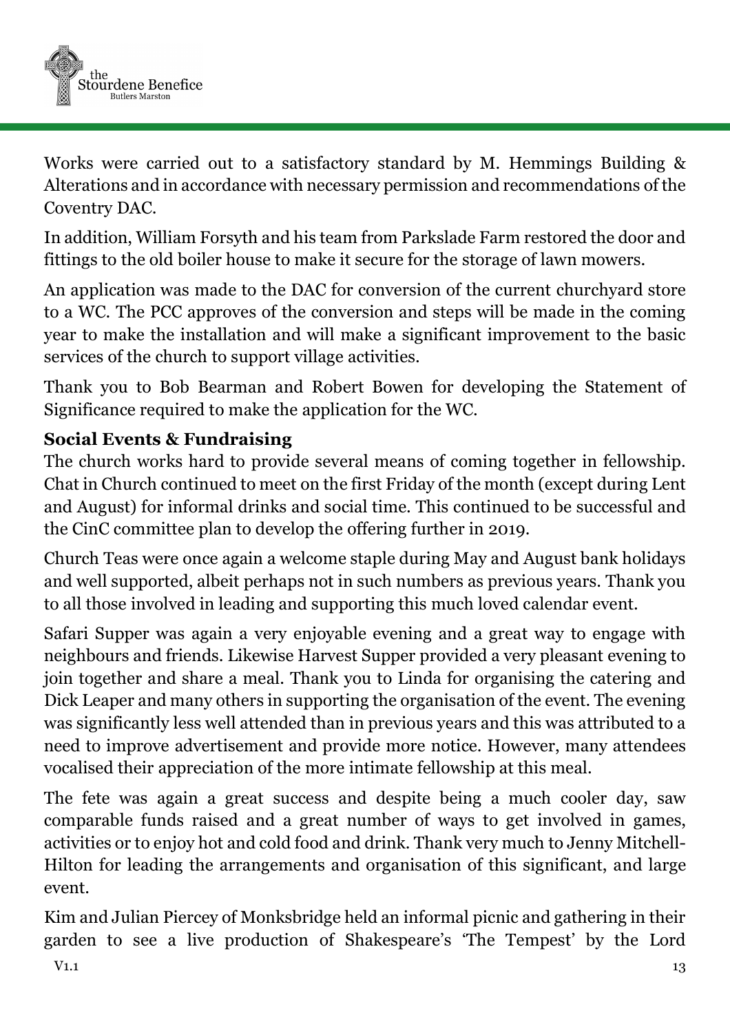Works were carried out to a satisfactory standard by M. Hemmings Building & Alterations and in accordance with necessary permission and recommendations of the Coventry DAC.

In addition, William Forsyth and his team from Parkslade Farm restored the door and fittings to the old boiler house to make it secure for the storage of lawn mowers.

An application was made to the DAC for conversion of the current churchyard store to a WC. The PCC approves of the conversion and steps will be made in the coming year to make the installation and will make a significant improvement to the basic services of the church to support village activities.

Thank you to Bob Bearman and Robert Bowen for developing the Statement of Significance required to make the application for the WC.

**Social Events & Fundraising**

The church works hard to provide several means of coming together in fellowship. Chat in Church continued to meet on the first Friday of the month (except during Lent and August) for informal drinks and social time. This continued to be successful and the CinC committee plan to develop the offering further in 2019.

Church Teas were once again a welcome staple during May and August bank holidays and well supported, albeit perhaps not in such numbers as previous years. Thank you to all those involved in leading and supporting this much loved calendar event.

Safari Supper was again a very enjoyable evening and a great way to engage with neighbours and friends. Likewise Harvest Supper provided a very pleasant evening to join together and share a meal. Thank you to Linda for organising the catering and Dick Leaper and many others in supporting the organisation of the event. The evening was significantly less well attended than in previous years and this was attributed to a need to improve advertisement and provide more notice. However, many attendees vocalised their appreciation of the more intimate fellowship at this meal.

The fete was again a great success and despite being a much cooler day, saw comparable funds raised and a great number of ways to get involved in games, activities or to enjoy hot and cold food and drink. Thank very much to Jenny Mitchell-Hilton for leading the arrangements and organisation of this significant, and large event.

Kim and Julian Piercey of Monksbridge held an informal picnic and gathering in their garden to see a live production of Shakespeare's 'The Tempest' by the Lord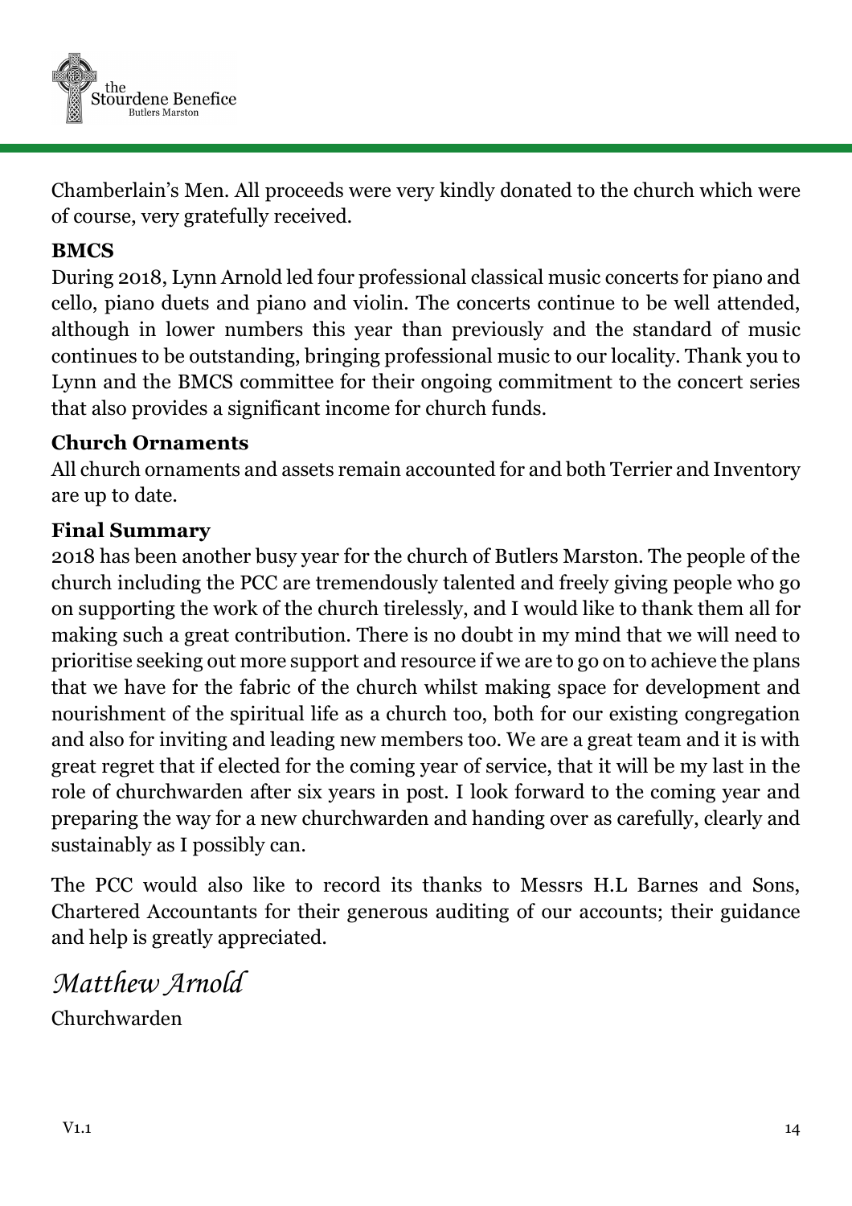Chamberlain's Men. All proceeds were very kindly donated to the church which were of course, very gratefully received.

**BMCS**

During 2018, Lynn Arnold led four professional classical music concerts for piano and cello, piano duets and piano and violin. The concerts continue to be well attended, although in lower numbers this year than previously and the standard of music continues to be outstanding, bringing professional music to our locality. Thank you to Lynn and the BMCS committee for their ongoing commitment to the concert series that also provides a significant income for church funds.

**Church Ornaments**

All church ornaments and assets remain accounted for and both Terrier and Inventory are up to date.

**Final Summary**

2018 has been another busy year for the church of Butlers Marston. The people of the church including the PCC are tremendously talented and freely giving people who go on supporting the work of the church tirelessly, and I would like to thank them all for making such a great contribution. There is no doubt in my mind that we will need to prioritise seeking out more support and resource if we are to go on to achieve the plans that we have for the fabric of the church whilst making space for development and nourishment of the spiritual life as a church too, both for our existing congregation and also for inviting and leading new members too. We are a great team and it is with great regret that if elected for the coming year of service, that it will be my last in the role of churchwarden after six years in post. I look forward to the coming year and preparing the way for a new churchwarden and handing over as carefully, clearly and sustainably as I possibly can.

The PCC would also like to record its thanks to Messrs H.L Barnes and Sons, Chartered Accountants for their generous auditing of our accounts; their guidance and help is greatly appreciated.

*Matthew Arnold*

Churchwarden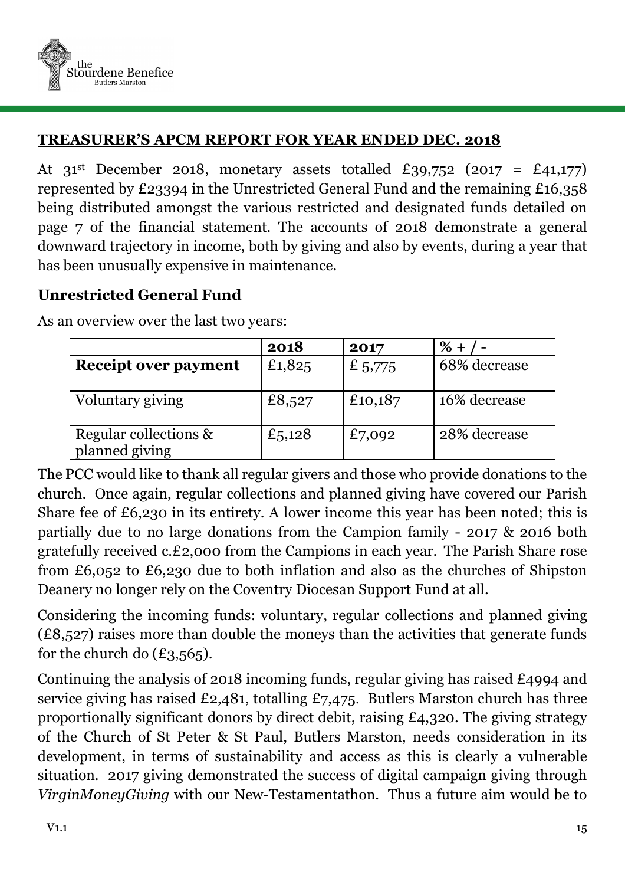## TREASURER'S APCM REPORT FOR YEAR ENDED DEC. 2018

At 31st December 2018, monetary assets totalled £39,752 (2017 = £41,177) represented by £23394 in the Unrestricted General Fund and the remaining £16,358 being distributed amongst the various restricted and designated funds detailed on page 7 of the financial statement. The accounts of 2018 demonstrate a general downward trajectory in income, both by giving and also by events, during a year that has been unusually expensive in maintenance.

### Unrestricted General Fund

As an overview over the last two years:

| | 2018 | 2017 | % + / - |
|---|---|---|---|
| **Receipt over payment** | £1,825 | £ 5,775 | 68% decrease |
| Voluntary giving | £8,527 | £10,187 | 16% decrease |
| Regular collections & planned giving | £5,128 | £7,092 | 28% decrease |

The PCC would like to thank all regular givers and those who provide donations to the church. Once again, regular collections and planned giving have covered our Parish Share fee of £6,230 in its entirety. A lower income this year has been noted; this is partially due to no large donations from the Campion family - 2017 & 2016 both gratefully received c.£2,000 from the Campions in each year. The Parish Share rose from £6,052 to £6,230 due to both inflation and also as the churches of Shipston Deanery no longer rely on the Coventry Diocesan Support Fund at all.

Considering the incoming funds: voluntary, regular collections and planned giving (£8,527) raises more than double the moneys than the activities that generate funds for the church do (£3,565).

Continuing the analysis of 2018 incoming funds, regular giving has raised £4994 and service giving has raised £2,481, totalling £7,475. Butlers Marston church has three proportionally significant donors by direct debit, raising £4,320. The giving strategy of the Church of St Peter & St Paul, Butlers Marston, needs consideration in its development, in terms of sustainability and access as this is clearly a vulnerable situation. 2017 giving demonstrated the success of digital campaign giving through *VirginMoneyGiving* with our New-Testamentathon. Thus a future aim would be to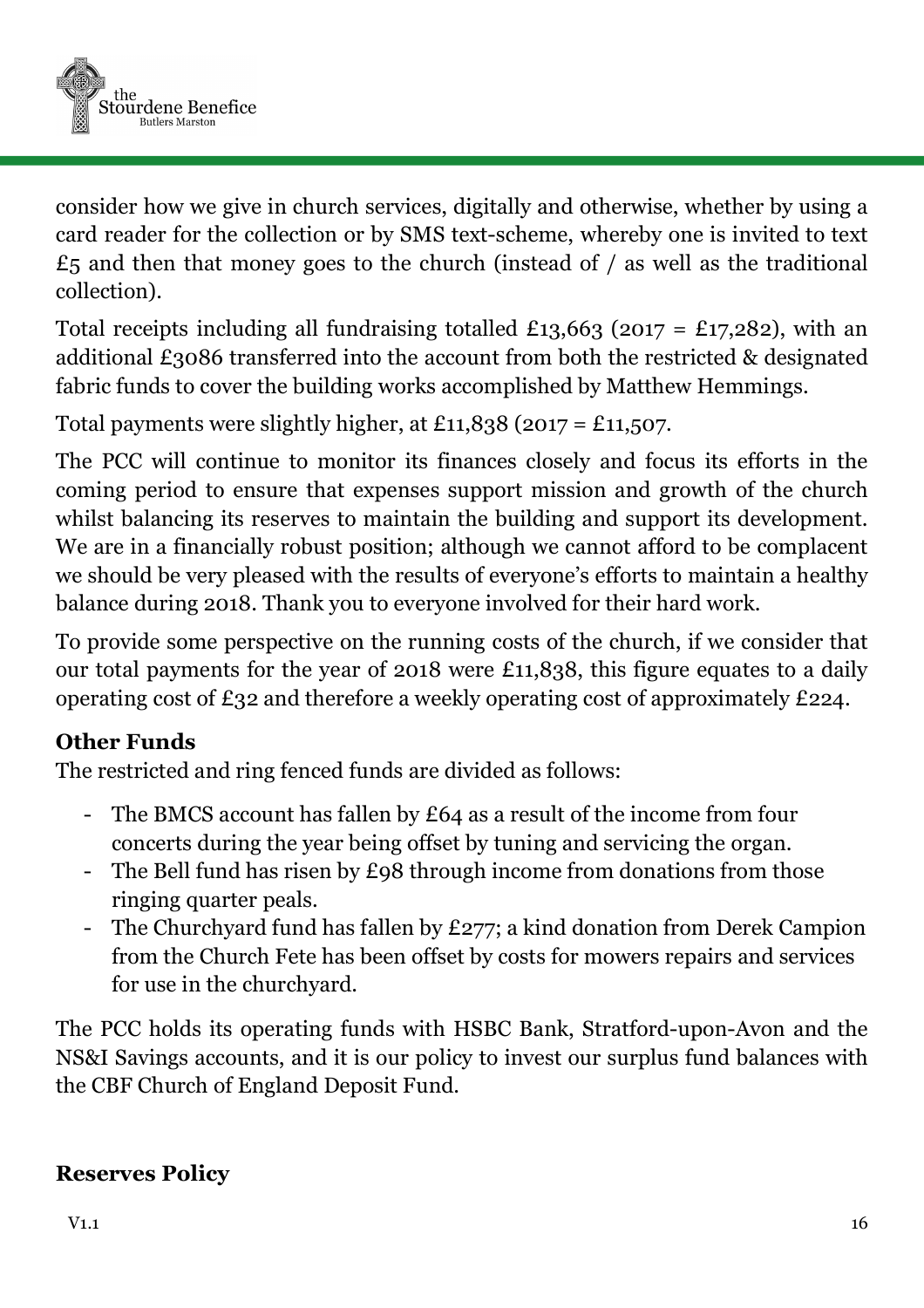consider how we give in church services, digitally and otherwise, whether by using a card reader for the collection or by SMS text-scheme, whereby one is invited to text £5 and then that money goes to the church (instead of / as well as the traditional collection).

Total receipts including all fundraising totalled £13,663 (2017 = £17,282), with an additional £3086 transferred into the account from both the restricted & designated fabric funds to cover the building works accomplished by Matthew Hemmings.

Total payments were slightly higher, at £11,838 (2017 = £11,507.

The PCC will continue to monitor its finances closely and focus its efforts in the coming period to ensure that expenses support mission and growth of the church whilst balancing its reserves to maintain the building and support its development. We are in a financially robust position; although we cannot afford to be complacent we should be very pleased with the results of everyone's efforts to maintain a healthy balance during 2018. Thank you to everyone involved for their hard work.

To provide some perspective on the running costs of the church, if we consider that our total payments for the year of 2018 were £11,838, this figure equates to a daily operating cost of £32 and therefore a weekly operating cost of approximately £224.

### Other Funds

The restricted and ring fenced funds are divided as follows:

- The BMCS account has fallen by £64 as a result of the income from four concerts during the year being offset by tuning and servicing the organ.
- The Bell fund has risen by £98 through income from donations from those ringing quarter peals.
- The Churchyard fund has fallen by £277; a kind donation from Derek Campion from the Church Fete has been offset by costs for mowers repairs and services for use in the churchyard.

The PCC holds its operating funds with HSBC Bank, Stratford-upon-Avon and the NS&I Savings accounts, and it is our policy to invest our surplus fund balances with the CBF Church of England Deposit Fund.

### Reserves Policy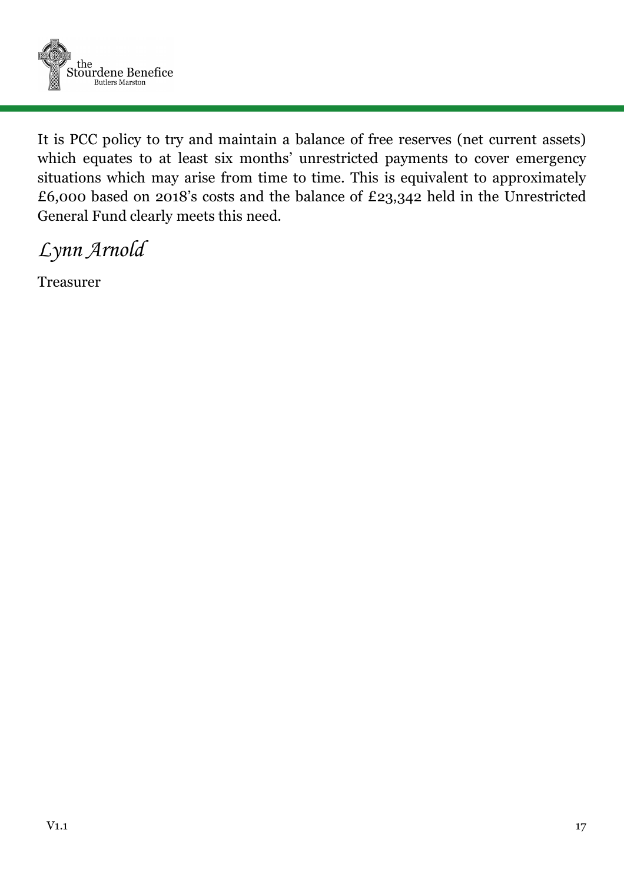It is PCC policy to try and maintain a balance of free reserves (net current assets) which equates to at least six months' unrestricted payments to cover emergency situations which may arise from time to time. This is equivalent to approximately £6,000 based on 2018's costs and the balance of £23,342 held in the Unrestricted General Fund clearly meets this need.

*Lynn Arnold*

Treasurer